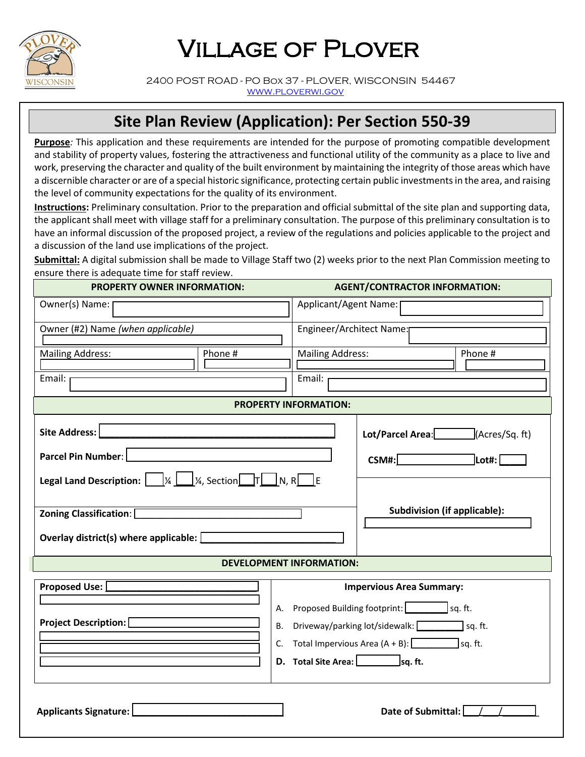# Village of Plover

2400 POST ROAD - PO Box 37 - PLOVER, WISCONSIN 54467
WWW.PLOVERWI.GOV

## Site Plan Review (Application): Per Section 550-39

**Purpose***:* This application and these requirements are intended for the purpose of promoting compatible development and stability of property values, fostering the attractiveness and functional utility of the community as a place to live and work, preserving the character and quality of the built environment by maintaining the integrity of those areas which have a discernible character or are of a special historic significance, protecting certain public investments in the area, and raising the level of community expectations for the quality of its environment.

**Instructions:** Preliminary consultation. Prior to the preparation and official submittal of the site plan and supporting data, the applicant shall meet with village staff for a preliminary consultation. The purpose of this preliminary consultation is to have an informal discussion of the proposed project, a review of the regulations and policies applicable to the project and a discussion of the land use implications of the project.

**Submittal:** A digital submission shall be made to Village Staff two (2) weeks prior to the next Plan Commission meeting to ensure there is adequate time for staff review.

| PROPERTY OWNER INFORMATION: | | AGENT/CONTRACTOR INFORMATION: | |
|---|---|---|---|
| Owner(s) Name: | | Applicant/Agent Name: | |
| Owner (#2) Name *(when applicable)* | | Engineer/Architect Name: | |
| Mailing Address: | Phone # | Mailing Address: | Phone # |
| Email: | | Email: | |

**PROPERTY INFORMATION:**

**Site Address:** ______________________________

**Lot/Parcel Area:** ________ (Acres/Sq. ft)

**Parcel Pin Number:** ______________________________

**CSM#:** ____________ **Lot#:** _____

**Legal Land Description:** ____ ¼ ____ ¼, Section ____ T ____ N, R ____ E

**Zoning Classification:** ______________________________

**Overlay district(s) where applicable:** ______________________________

**Subdivision (if applicable):** ______________________________

**DEVELOPMENT INFORMATION:**

**Proposed Use:** ______________________________

**Project Description:** ______________________________

**Impervious Area Summary:**

A. Proposed Building footprint: ________ sq. ft.

B. Driveway/parking lot/sidewalk: ________ sq. ft.

C. Total Impervious Area (A + B): ________ sq. ft.

**D. Total Site Area: ________ sq. ft.**

**Applicants Signature:** ______________________________

**Date of Submittal:** ___/___/______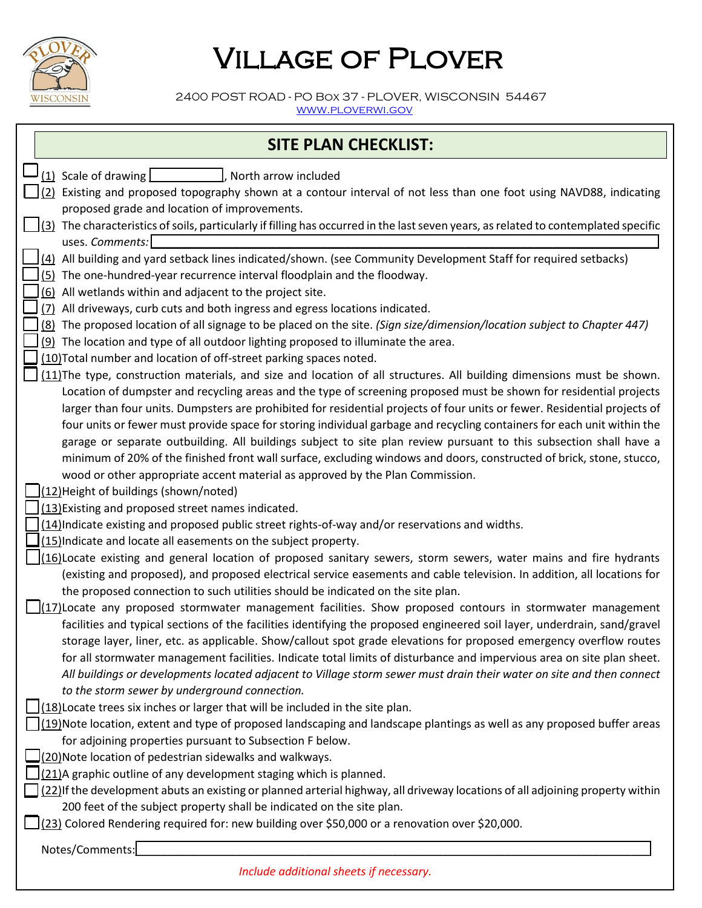# Village of Plover

2400 POST ROAD - PO Box 37 - PLOVER, WISCONSIN 54467
WWW.PLOVERWI.GOV

## SITE PLAN CHECKLIST:

- ☐ (1) Scale of drawing ________, North arrow included
- ☐ (2) Existing and proposed topography shown at a contour interval of not less than one foot using NAVD88, indicating proposed grade and location of improvements.
- ☐ (3) The characteristics of soils, particularly if filling has occurred in the last seven years, as related to contemplated specific uses. *Comments:* ________
- ☐ (4) All building and yard setback lines indicated/shown. (see Community Development Staff for required setbacks)
- ☐ (5) The one-hundred-year recurrence interval floodplain and the floodway.
- ☐ (6) All wetlands within and adjacent to the project site.
- ☐ (7) All driveways, curb cuts and both ingress and egress locations indicated.
- ☐ (8) The proposed location of all signage to be placed on the site. *(Sign size/dimension/location subject to Chapter 447)*
- ☐ (9) The location and type of all outdoor lighting proposed to illuminate the area.
- ☐ (10) Total number and location of off-street parking spaces noted.
- ☐ (11) The type, construction materials, and size and location of all structures. All building dimensions must be shown. Location of dumpster and recycling areas and the type of screening proposed must be shown for residential projects larger than four units. Dumpsters are prohibited for residential projects of four units or fewer. Residential projects of four units or fewer must provide space for storing individual garbage and recycling containers for each unit within the garage or separate outbuilding. All buildings subject to site plan review pursuant to this subsection shall have a minimum of 20% of the finished front wall surface, excluding windows and doors, constructed of brick, stone, stucco, wood or other appropriate accent material as approved by the Plan Commission.
- ☐ (12) Height of buildings (shown/noted)
- ☐ (13) Existing and proposed street names indicated.
- ☐ (14) Indicate existing and proposed public street rights-of-way and/or reservations and widths.
- ☐ (15) Indicate and locate all easements on the subject property.
- ☐ (16) Locate existing and general location of proposed sanitary sewers, storm sewers, water mains and fire hydrants (existing and proposed), and proposed electrical service easements and cable television. In addition, all locations for the proposed connection to such utilities should be indicated on the site plan.
- ☐ (17) Locate any proposed stormwater management facilities. Show proposed contours in stormwater management facilities and typical sections of the facilities identifying the proposed engineered soil layer, underdrain, sand/gravel storage layer, liner, etc. as applicable. Show/callout spot grade elevations for proposed emergency overflow routes for all stormwater management facilities. Indicate total limits of disturbance and impervious area on site plan sheet. *All buildings or developments located adjacent to Village storm sewer must drain their water on site and then connect to the storm sewer by underground connection.*
- ☐ (18) Locate trees six inches or larger that will be included in the site plan.
- ☐ (19) Note location, extent and type of proposed landscaping and landscape plantings as well as any proposed buffer areas for adjoining properties pursuant to Subsection F below.
- ☐ (20) Note location of pedestrian sidewalks and walkways.
- ☐ (21) A graphic outline of any development staging which is planned.
- ☐ (22) If the development abuts an existing or planned arterial highway, all driveway locations of all adjoining property within 200 feet of the subject property shall be indicated on the site plan.
- ☐ (23) Colored Rendering required for: new building over $50,000 or a renovation over $20,000.

Notes/Comments: ________

*Include additional sheets if necessary.*